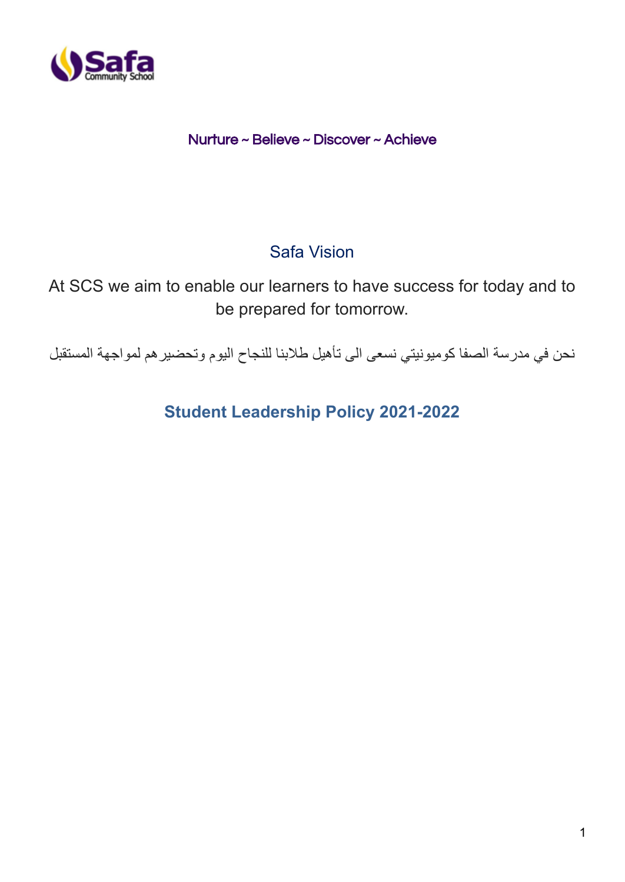Safa Community School

Nurture ~ Believe ~ Discover ~ Achieve

## Safa Vision

At SCS we aim to enable our learners to have success for today and to be prepared for tomorrow.

نحن في مدرسة الصفا كوميونيتي نسعى الى تأهيل طلابنا للنجاح اليوم وتحضيرهم لمواجهة المستقبل

# Student Leadership Policy 2021-2022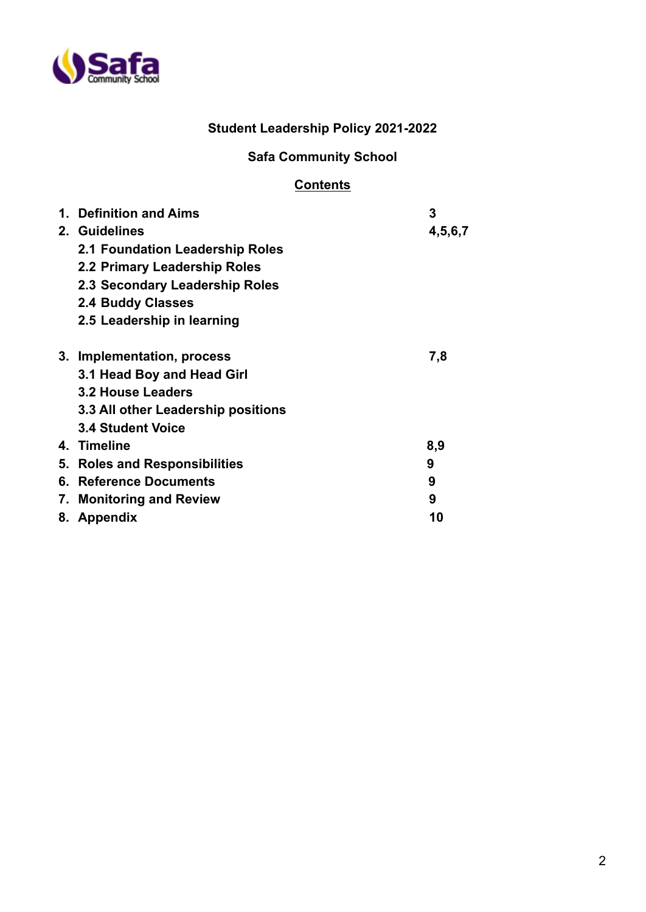**Student Leadership Policy 2021-2022**

**Safa Community School**

**Contents**

| | |
|---|---|
| **1. Definition and Aims** | **3** |
| **2. Guidelines** | **4,5,6,7** |
| **2.1 Foundation Leadership Roles** | |
| **2.2 Primary Leadership Roles** | |
| **2.3 Secondary Leadership Roles** | |
| **2.4 Buddy Classes** | |
| **2.5 Leadership in learning** | |
| **3. Implementation, process** | **7,8** |
| **3.1 Head Boy and Head Girl** | |
| **3.2 House Leaders** | |
| **3.3 All other Leadership positions** | |
| **3.4 Student Voice** | |
| **4. Timeline** | **8,9** |
| **5. Roles and Responsibilities** | **9** |
| **6. Reference Documents** | **9** |
| **7. Monitoring and Review** | **9** |
| **8. Appendix** | **10** |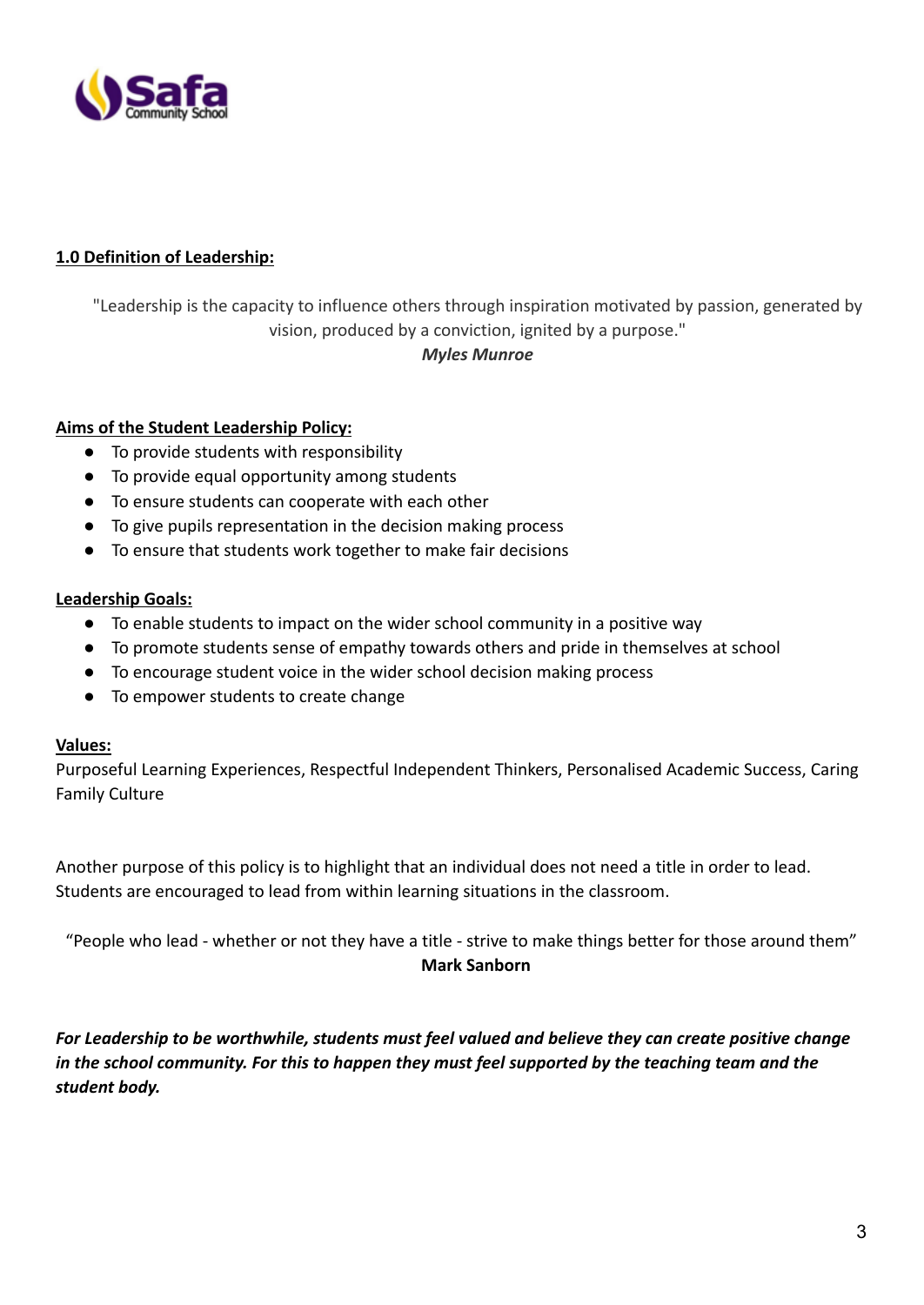## **1.0 Definition of Leadership:**

"Leadership is the capacity to influence others through inspiration motivated by passion, generated by vision, produced by a conviction, ignited by a purpose."

***Myles Munroe***

**Aims of the Student Leadership Policy:**

- To provide students with responsibility
- To provide equal opportunity among students
- To ensure students can cooperate with each other
- To give pupils representation in the decision making process
- To ensure that students work together to make fair decisions

**Leadership Goals:**

- To enable students to impact on the wider school community in a positive way
- To promote students sense of empathy towards others and pride in themselves at school
- To encourage student voice in the wider school decision making process
- To empower students to create change

**Values:**

Purposeful Learning Experiences, Respectful Independent Thinkers, Personalised Academic Success, Caring Family Culture

Another purpose of this policy is to highlight that an individual does not need a title in order to lead. Students are encouraged to lead from within learning situations in the classroom.

"People who lead - whether or not they have a title - strive to make things better for those around them"

**Mark Sanborn**

***For Leadership to be worthwhile, students must feel valued and believe they can create positive change in the school community. For this to happen they must feel supported by the teaching team and the student body.***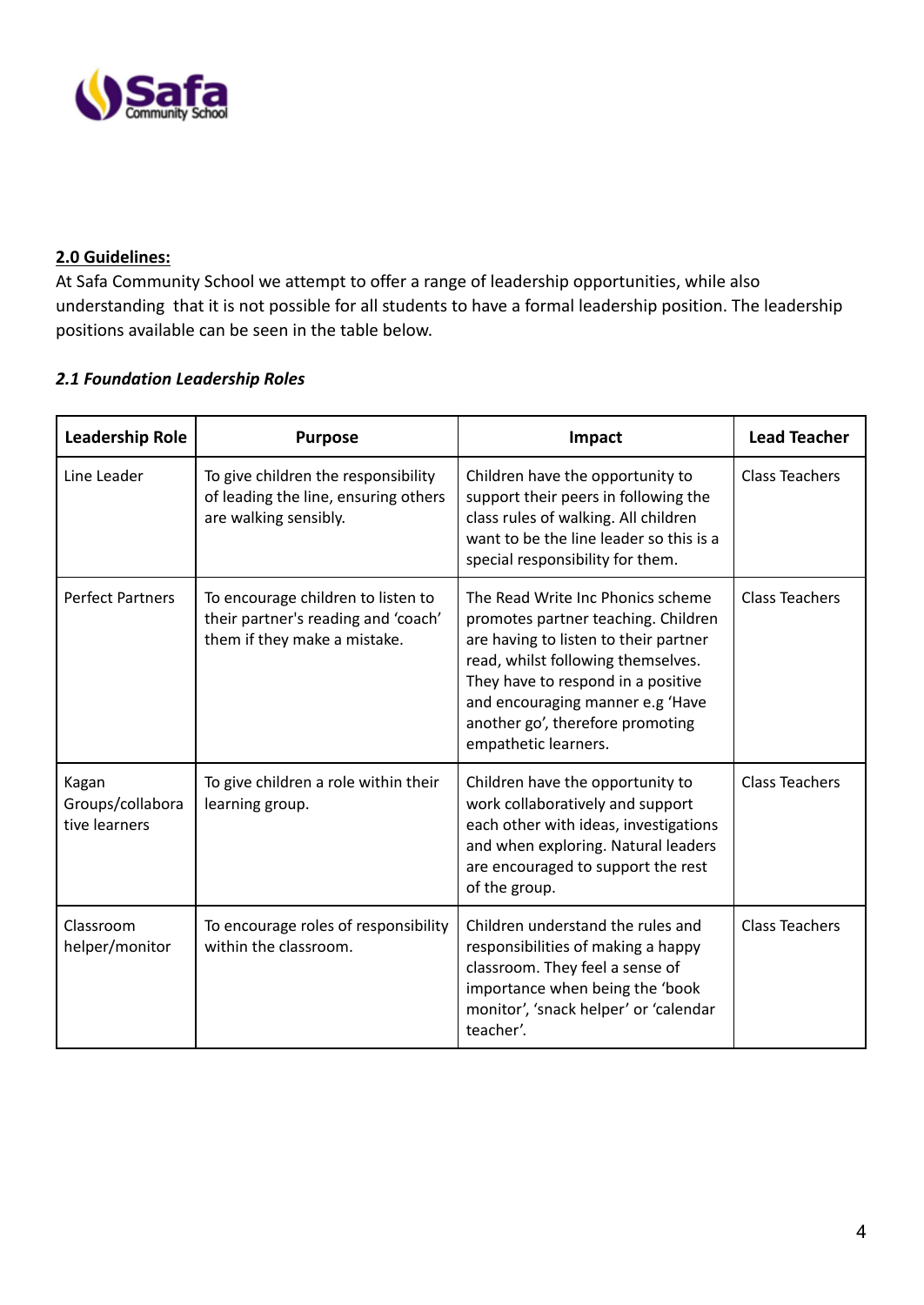## 2.0 Guidelines:

At Safa Community School we attempt to offer a range of leadership opportunities, while also understanding  that it is not possible for all students to have a formal leadership position. The leadership positions available can be seen in the table below.

### *2.1 Foundation Leadership Roles*

| Leadership Role | Purpose | Impact | Lead Teacher |
|---|---|---|---|
| Line Leader | To give children the responsibility of leading the line, ensuring others are walking sensibly. | Children have the opportunity to support their peers in following the class rules of walking. All children want to be the line leader so this is a special responsibility for them. | Class Teachers |
| Perfect Partners | To encourage children to listen to their partner's reading and 'coach' them if they make a mistake. | The Read Write Inc Phonics scheme promotes partner teaching. Children are having to listen to their partner read, whilst following themselves. They have to respond in a positive and encouraging manner e.g 'Have another go', therefore promoting empathetic learners. | Class Teachers |
| Kagan Groups/collaborative learners | To give children a role within their learning group. | Children have the opportunity to work collaboratively and support each other with ideas, investigations and when exploring. Natural leaders are encouraged to support the rest of the group. | Class Teachers |
| Classroom helper/monitor | To encourage roles of responsibility within the classroom. | Children understand the rules and responsibilities of making a happy classroom. They feel a sense of importance when being the 'book monitor', 'snack helper' or 'calendar teacher'. | Class Teachers |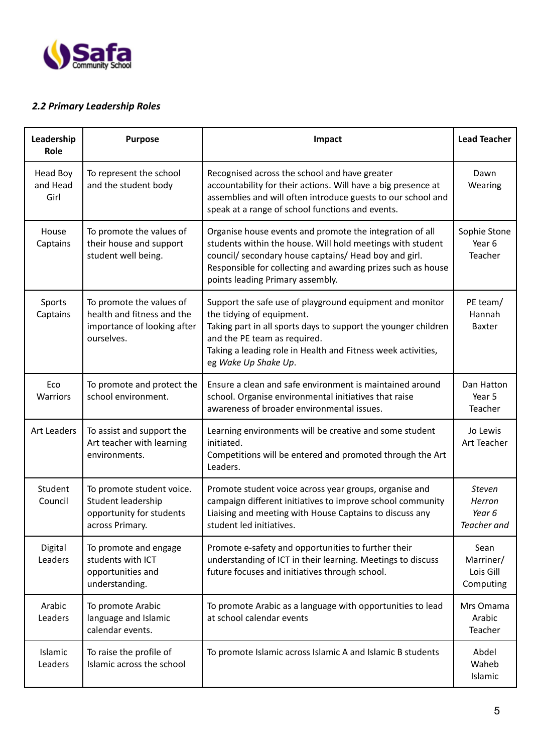*2.2 Primary Leadership Roles*

| Leadership Role | Purpose | Impact | Lead Teacher |
|---|---|---|---|
| Head Boy and Head Girl | To represent the school and the student body | Recognised across the school and have greater accountability for their actions. Will have a big presence at assemblies and will often introduce guests to our school and speak at a range of school functions and events. | Dawn Wearing |
| House Captains | To promote the values of their house and support student well being. | Organise house events and promote the integration of all students within the house. Will hold meetings with student council/ secondary house captains/ Head boy and girl. Responsible for collecting and awarding prizes such as house points leading Primary assembly. | Sophie Stone Year 6 Teacher |
| Sports Captains | To promote the values of health and fitness and the importance of looking after ourselves. | Support the safe use of playground equipment and monitor the tidying of equipment.<br>Taking part in all sports days to support the younger children and the PE team as required.<br>Taking a leading role in Health and Fitness week activities, eg *Wake Up Shake Up*. | PE team/ Hannah Baxter |
| Eco Warriors | To promote and protect the school environment. | Ensure a clean and safe environment is maintained around school. Organise environmental initiatives that raise awareness of broader environmental issues. | Dan Hatton Year 5 Teacher |
| Art Leaders | To assist and support the Art teacher with learning environments. | Learning environments will be creative and some student initiated.<br>Competitions will be entered and promoted through the Art Leaders. | Jo Lewis Art Teacher |
| Student Council | To promote student voice. Student leadership opportunity for students across Primary. | Promote student voice across year groups, organise and campaign different initiatives to improve school community Liaising and meeting with House Captains to discuss any student led initiatives. | *Steven Herron Year 6 Teacher and* |
| Digital Leaders | To promote and engage students with ICT opportunities and understanding. | Promote e-safety and opportunities to further their understanding of ICT in their learning. Meetings to discuss future focuses and initiatives through school. | Sean Marriner/ Lois Gill Computing |
| Arabic Leaders | To promote Arabic language and Islamic calendar events. | To promote Arabic as a language with opportunities to lead at school calendar events | Mrs Omama Arabic Teacher |
| Islamic Leaders | To raise the profile of Islamic across the school | To promote Islamic across Islamic A and Islamic B students | Abdel Waheb Islamic |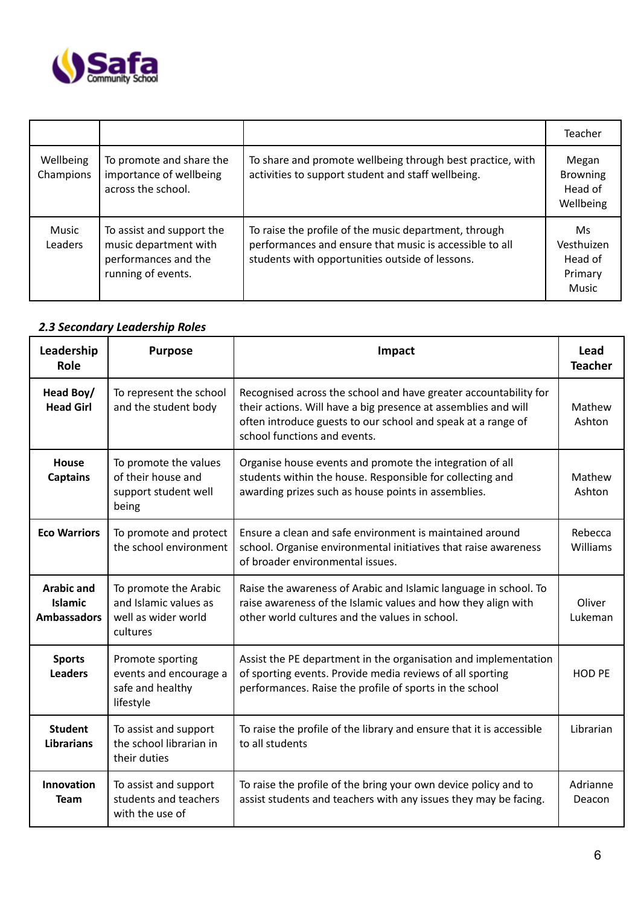| | | | Teacher |
|---|---|---|---|
| Wellbeing Champions | To promote and share the importance of wellbeing across the school. | To share and promote wellbeing through best practice, with activities to support student and staff wellbeing. | Megan Browning Head of Wellbeing |
| Music Leaders | To assist and support the music department with performances and the running of events. | To raise the profile of the music department, through performances and ensure that music is accessible to all students with opportunities outside of lessons. | Ms Vesthuizen Head of Primary Music |

### *2.3 Secondary Leadership Roles*

| Leadership Role | Purpose | Impact | Lead Teacher |
|---|---|---|---|
| **Head Boy/ Head Girl** | To represent the school and the student body | Recognised across the school and have greater accountability for their actions. Will have a big presence at assemblies and will often introduce guests to our school and speak at a range of school functions and events. | Mathew Ashton |
| **House Captains** | To promote the values of their house and support student well being | Organise house events and promote the integration of all students within the house. Responsible for collecting and awarding prizes such as house points in assemblies. | Mathew Ashton |
| **Eco Warriors** | To promote and protect the school environment | Ensure a clean and safe environment is maintained around school. Organise environmental initiatives that raise awareness of broader environmental issues. | Rebecca Williams |
| **Arabic and Islamic Ambassadors** | To promote the Arabic and Islamic values as well as wider world cultures | Raise the awareness of Arabic and Islamic language in school. To raise awareness of the Islamic values and how they align with other world cultures and the values in school. | Oliver Lukeman |
| **Sports Leaders** | Promote sporting events and encourage a safe and healthy lifestyle | Assist the PE department in the organisation and implementation of sporting events. Provide media reviews of all sporting performances. Raise the profile of sports in the school | HOD PE |
| **Student Librarians** | To assist and support the school librarian in their duties | To raise the profile of the library and ensure that it is accessible to all students | Librarian |
| **Innovation Team** | To assist and support students and teachers with the use of | To raise the profile of the bring your own device policy and to assist students and teachers with any issues they may be facing. | Adrianne Deacon |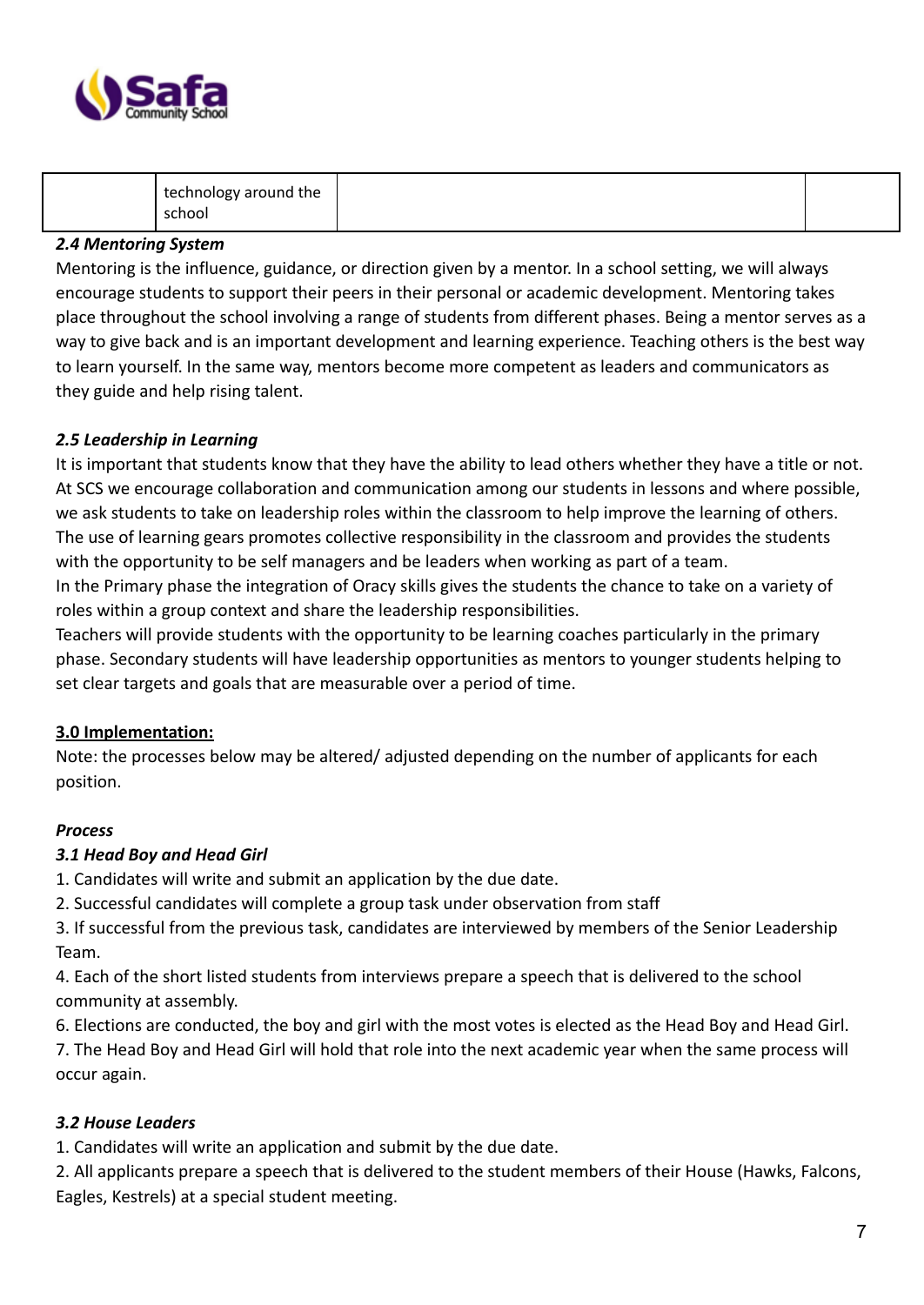| | technology around the school | | |
|---|---|---|---|

***2.4 Mentoring System***

Mentoring is the influence, guidance, or direction given by a mentor. In a school setting, we will always encourage students to support their peers in their personal or academic development. Mentoring takes place throughout the school involving a range of students from different phases. Being a mentor serves as a way to give back and is an important development and learning experience. Teaching others is the best way to learn yourself. In the same way, mentors become more competent as leaders and communicators as they guide and help rising talent.

***2.5 Leadership in Learning***

It is important that students know that they have the ability to lead others whether they have a title or not. At SCS we encourage collaboration and communication among our students in lessons and where possible, we ask students to take on leadership roles within the classroom to help improve the learning of others. The use of learning gears promotes collective responsibility in the classroom and provides the students with the opportunity to be self managers and be leaders when working as part of a team.
In the Primary phase the integration of Oracy skills gives the students the chance to take on a variety of roles within a group context and share the leadership responsibilities.
Teachers will provide students with the opportunity to be learning coaches particularly in the primary phase. Secondary students will have leadership opportunities as mentors to younger students helping to set clear targets and goals that are measurable over a period of time.

## 3.0 Implementation:

Note: the processes below may be altered/ adjusted depending on the number of applicants for each position.

***Process***

***3.1 Head Boy and Head Girl***

1. Candidates will write and submit an application by the due date.
2. Successful candidates will complete a group task under observation from staff
3. If successful from the previous task, candidates are interviewed by members of the Senior Leadership Team.
4. Each of the short listed students from interviews prepare a speech that is delivered to the school community at assembly.
6. Elections are conducted, the boy and girl with the most votes is elected as the Head Boy and Head Girl.
7. The Head Boy and Head Girl will hold that role into the next academic year when the same process will occur again.

***3.2 House Leaders***

1. Candidates will write an application and submit by the due date.
2. All applicants prepare a speech that is delivered to the student members of their House (Hawks, Falcons, Eagles, Kestrels) at a special student meeting.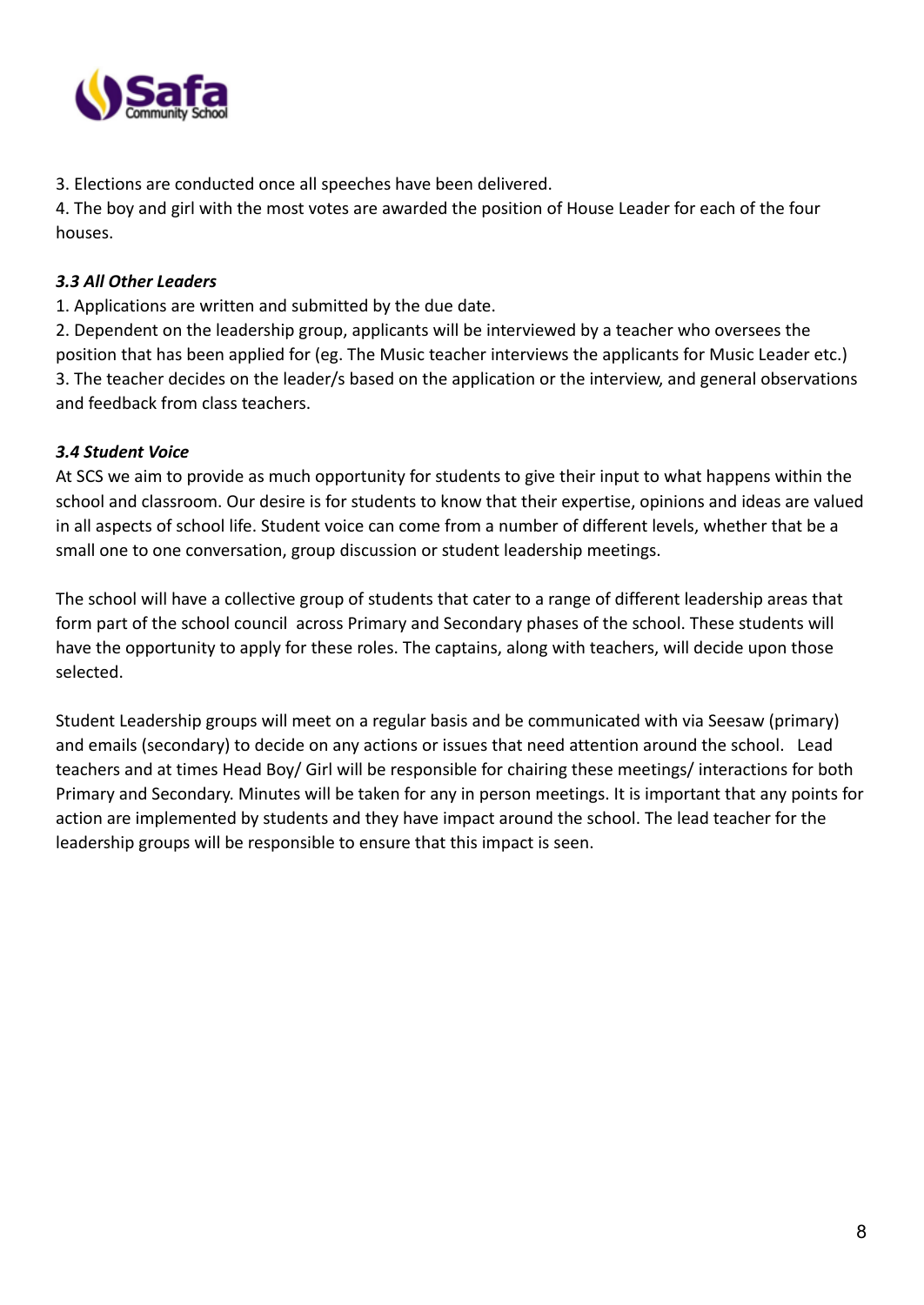3. Elections are conducted once all speeches have been delivered.
4. The boy and girl with the most votes are awarded the position of House Leader for each of the four houses.

### *3.3 All Other Leaders*

1. Applications are written and submitted by the due date.
2. Dependent on the leadership group, applicants will be interviewed by a teacher who oversees the position that has been applied for (eg. The Music teacher interviews the applicants for Music Leader etc.)
3. The teacher decides on the leader/s based on the application or the interview, and general observations and feedback from class teachers.

### *3.4 Student Voice*

At SCS we aim to provide as much opportunity for students to give their input to what happens within the school and classroom. Our desire is for students to know that their expertise, opinions and ideas are valued in all aspects of school life. Student voice can come from a number of different levels, whether that be a small one to one conversation, group discussion or student leadership meetings.

The school will have a collective group of students that cater to a range of different leadership areas that form part of the school council across Primary and Secondary phases of the school. These students will have the opportunity to apply for these roles. The captains, along with teachers, will decide upon those selected.

Student Leadership groups will meet on a regular basis and be communicated with via Seesaw (primary) and emails (secondary) to decide on any actions or issues that need attention around the school. Lead teachers and at times Head Boy/ Girl will be responsible for chairing these meetings/ interactions for both Primary and Secondary. Minutes will be taken for any in person meetings. It is important that any points for action are implemented by students and they have impact around the school. The lead teacher for the leadership groups will be responsible to ensure that this impact is seen.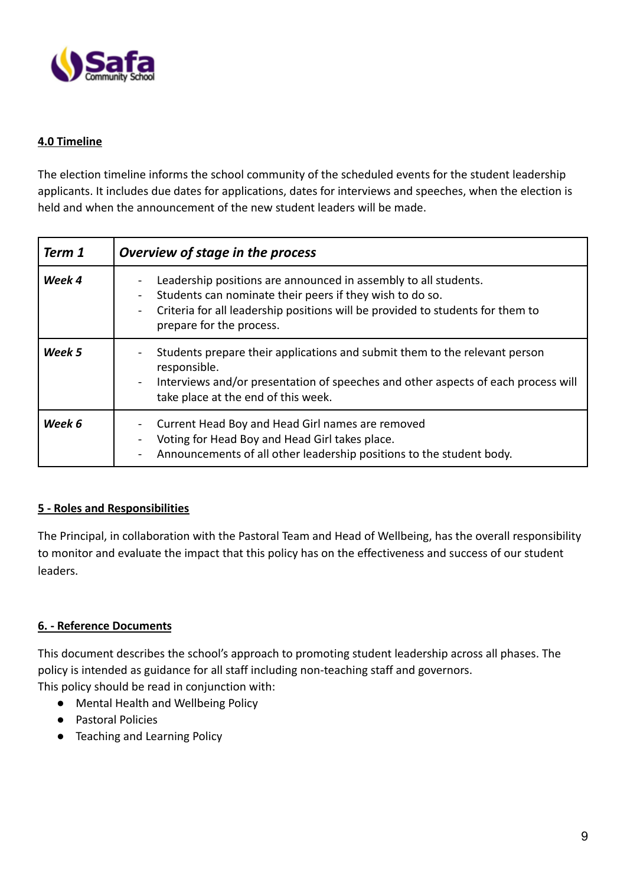## 4.0 Timeline

The election timeline informs the school community of the scheduled events for the student leadership applicants. It includes due dates for applications, dates for interviews and speeches, when the election is held and when the announcement of the new student leaders will be made.

| *Term 1* | *Overview of stage in the process* |
|---|---|
| *Week 4* | - Leadership positions are announced in assembly to all students.<br>- Students can nominate their peers if they wish to do so.<br>- Criteria for all leadership positions will be provided to students for them to prepare for the process. |
| *Week 5* | - Students prepare their applications and submit them to the relevant person responsible.<br>- Interviews and/or presentation of speeches and other aspects of each process will take place at the end of this week. |
| *Week 6* | - Current Head Boy and Head Girl names are removed<br>- Voting for Head Boy and Head Girl takes place.<br>- Announcements of all other leadership positions to the student body. |

## 5 - Roles and Responsibilities

The Principal, in collaboration with the Pastoral Team and Head of Wellbeing, has the overall responsibility to monitor and evaluate the impact that this policy has on the effectiveness and success of our student leaders.

## 6. - Reference Documents

This document describes the school's approach to promoting student leadership across all phases. The policy is intended as guidance for all staff including non-teaching staff and governors.
This policy should be read in conjunction with:

- Mental Health and Wellbeing Policy
- Pastoral Policies
- Teaching and Learning Policy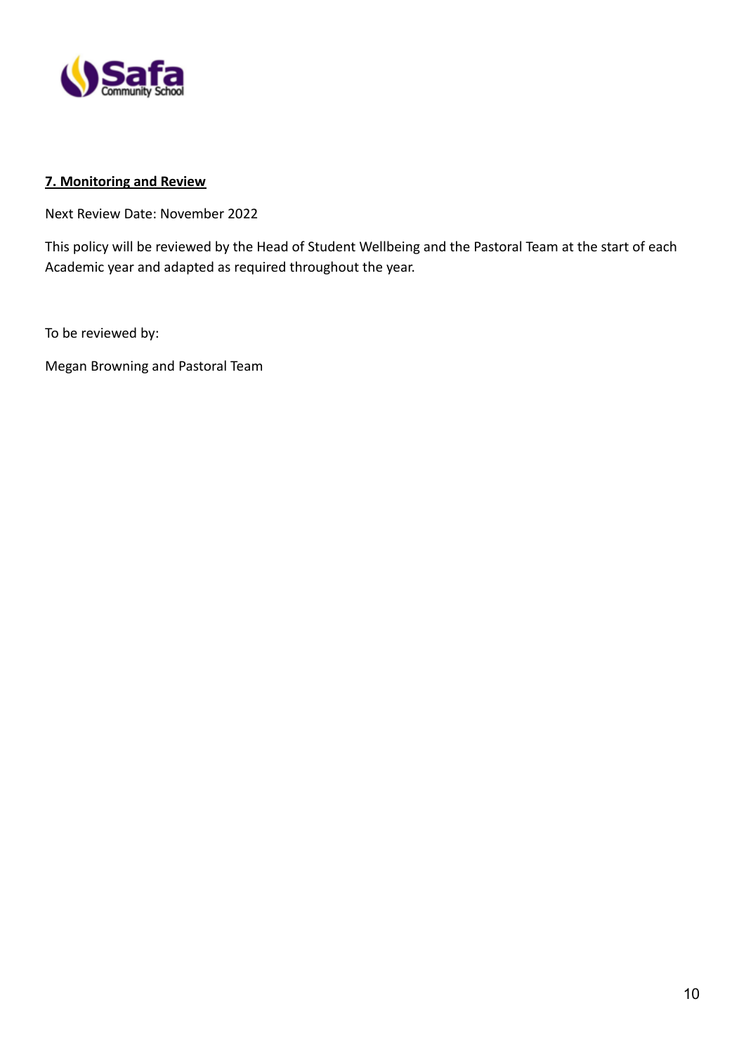**7. Monitoring and Review**

Next Review Date: November 2022

This policy will be reviewed by the Head of Student Wellbeing and the Pastoral Team at the start of each Academic year and adapted as required throughout the year.

To be reviewed by:

Megan Browning and Pastoral Team